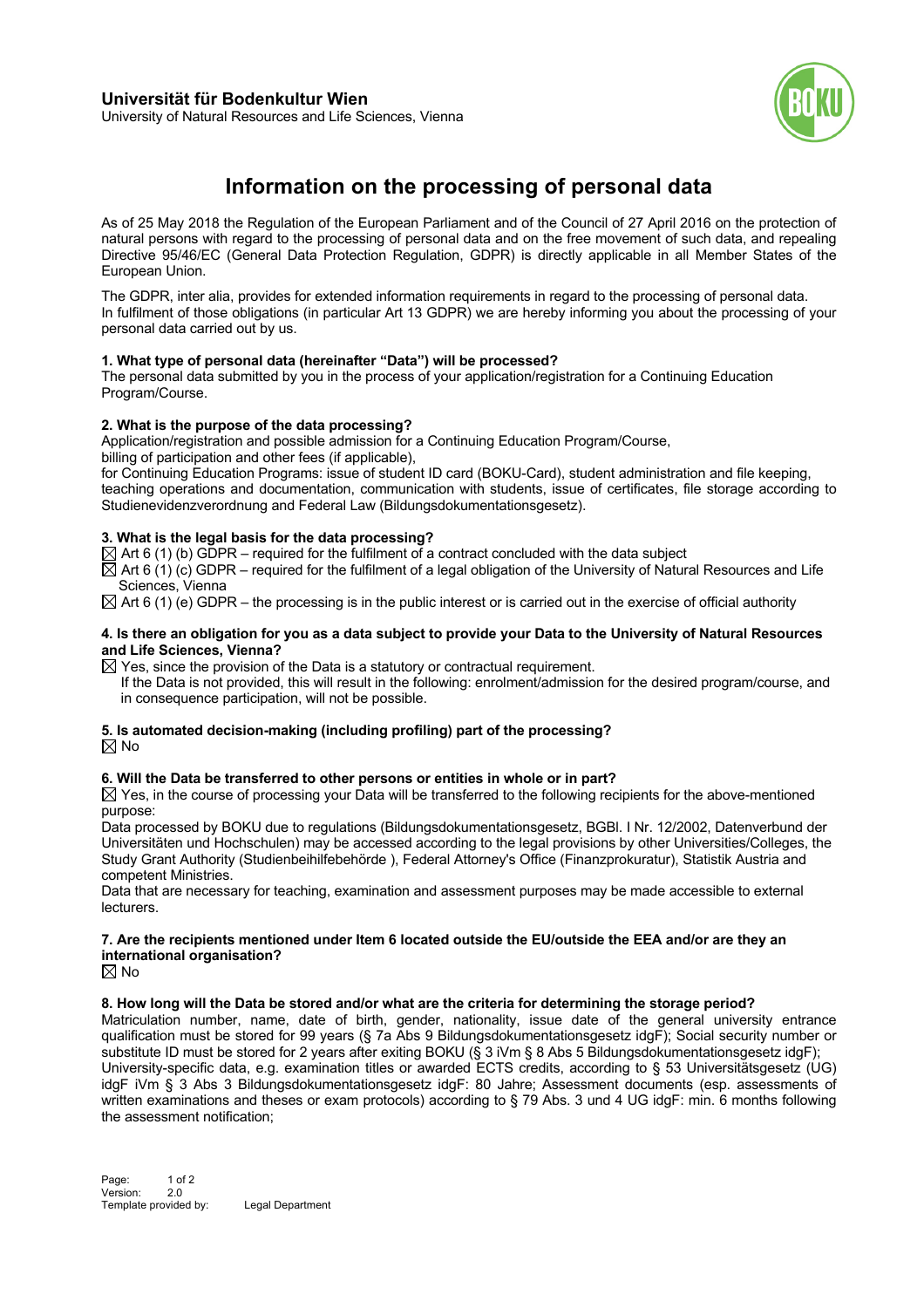**Universität für Bodenkultur Wien**
University of Natural Resources and Life Sciences, Vienna

# Information on the processing of personal data

As of 25 May 2018 the Regulation of the European Parliament and of the Council of 27 April 2016 on the protection of natural persons with regard to the processing of personal data and on the free movement of such data, and repealing Directive 95/46/EC (General Data Protection Regulation, GDPR) is directly applicable in all Member States of the European Union.

The GDPR, inter alia, provides for extended information requirements in regard to the processing of personal data. In fulfilment of those obligations (in particular Art 13 GDPR) we are hereby informing you about the processing of your personal data carried out by us.

**1. What type of personal data (hereinafter "Data") will be processed?**
The personal data submitted by you in the process of your application/registration for a Continuing Education Program/Course.

**2. What is the purpose of the data processing?**
Application/registration and possible admission for a Continuing Education Program/Course,
billing of participation and other fees (if applicable),
for Continuing Education Programs: issue of student ID card (BOKU-Card), student administration and file keeping, teaching operations and documentation, communication with students, issue of certificates, file storage according to Studienevidenzverordnung and Federal Law (Bildungsdokumentationsgesetz).

**3. What is the legal basis for the data processing?**
☒ Art 6 (1) (b) GDPR – required for the fulfilment of a contract concluded with the data subject
☒ Art 6 (1) (c) GDPR – required for the fulfilment of a legal obligation of the University of Natural Resources and Life Sciences, Vienna
☒ Art 6 (1) (e) GDPR – the processing is in the public interest or is carried out in the exercise of official authority

**4. Is there an obligation for you as a data subject to provide your Data to the University of Natural Resources and Life Sciences, Vienna?**
☒ Yes, since the provision of the Data is a statutory or contractual requirement.
If the Data is not provided, this will result in the following: enrolment/admission for the desired program/course, and in consequence participation, will not be possible.

**5. Is automated decision-making (including profiling) part of the processing?**
☒ No

**6. Will the Data be transferred to other persons or entities in whole or in part?**
☒ Yes, in the course of processing your Data will be transferred to the following recipients for the above-mentioned purpose:
Data processed by BOKU due to regulations (Bildungsdokumentationsgesetz, BGBl. I Nr. 12/2002, Datenverbund der Universitäten und Hochschulen) may be accessed according to the legal provisions by other Universities/Colleges, the Study Grant Authority (Studienbeihilfebehörde ), Federal Attorney's Office (Finanzprokuratur), Statistik Austria and competent Ministries.
Data that are necessary for teaching, examination and assessment purposes may be made accessible to external lecturers.

**7. Are the recipients mentioned under Item 6 located outside the EU/outside the EEA and/or are they an international organisation?**
☒ No

**8. How long will the Data be stored and/or what are the criteria for determining the storage period?**
Matriculation number, name, date of birth, gender, nationality, issue date of the general university entrance qualification must be stored for 99 years (§ 7a Abs 9 Bildungsdokumentationsgesetz idgF); Social security number or substitute ID must be stored for 2 years after exiting BOKU (§ 3 iVm § 8 Abs 5 Bildungsdokumentationsgesetz idgF); University-specific data, e.g. examination titles or awarded ECTS credits, according to § 53 Universitätsgesetz (UG) idgF iVm § 3 Abs 3 Bildungsdokumentationsgesetz idgF: 80 Jahre; Assessment documents (esp. assessments of written examinations and theses or exam protocols) according to § 79 Abs. 3 und 4 UG idgF: min. 6 months following the assessment notification;

Version: 2.0
Template provided by: Legal Department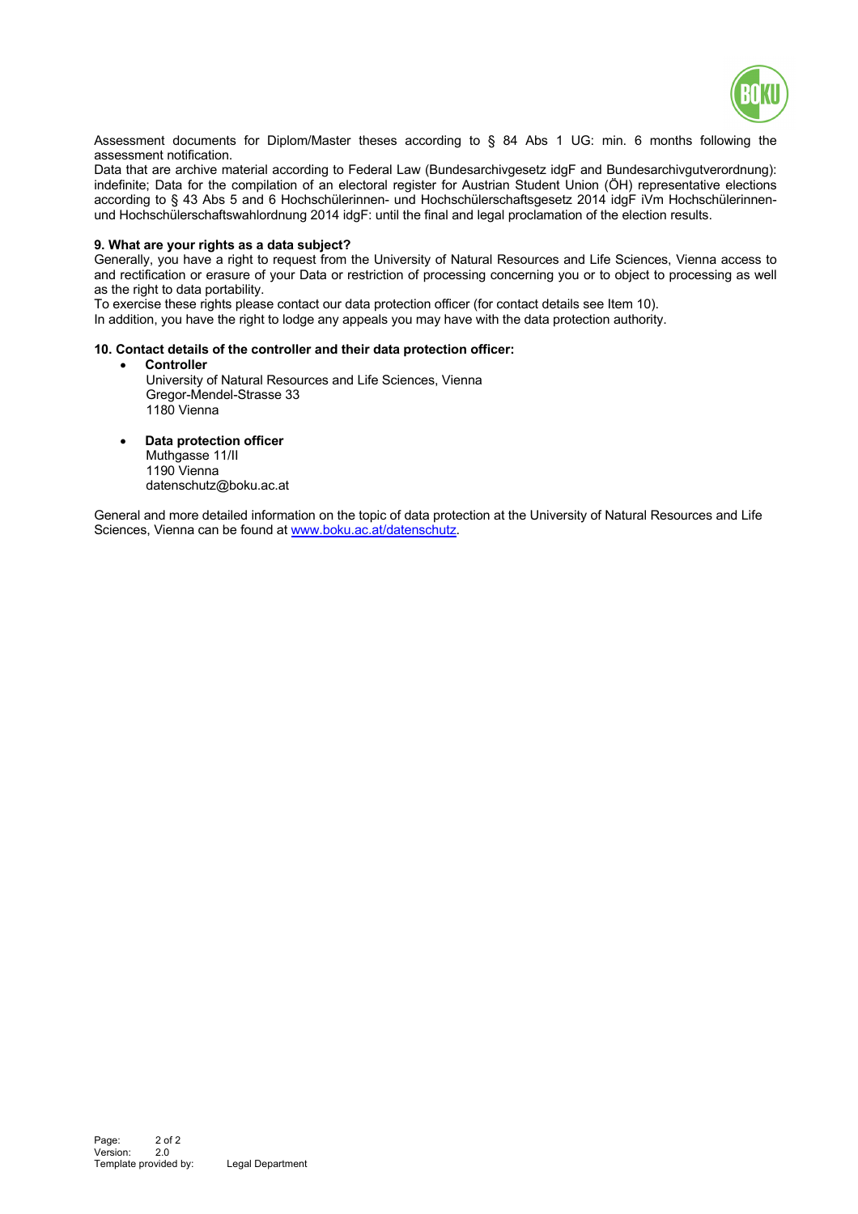Assessment documents for Diplom/Master theses according to § 84 Abs 1 UG: min. 6 months following the assessment notification.
Data that are archive material according to Federal Law (Bundesarchivgesetz idgF and Bundesarchivgutverordnung): indefinite; Data for the compilation of an electoral register for Austrian Student Union (ÖH) representative elections according to § 43 Abs 5 and 6 Hochschülerinnen- und Hochschülerschaftsgesetz 2014 idgF iVm Hochschülerinnen- und Hochschülerschaftswahlordnung 2014 idgF: until the final and legal proclamation of the election results.

**9. What are your rights as a data subject?**

Generally, you have a right to request from the University of Natural Resources and Life Sciences, Vienna access to and rectification or erasure of your Data or restriction of processing concerning you or to object to processing as well as the right to data portability.
To exercise these rights please contact our data protection officer (for contact details see Item 10).
In addition, you have the right to lodge any appeals you may have with the data protection authority.

**10. Contact details of the controller and their data protection officer:**

- **Controller**
  University of Natural Resources and Life Sciences, Vienna
  Gregor-Mendel-Strasse 33
  1180 Vienna

- **Data protection officer**
  Muthgasse 11/II
  1190 Vienna
  datenschutz@boku.ac.at

General and more detailed information on the topic of data protection at the University of Natural Resources and Life Sciences, Vienna can be found at www.boku.ac.at/datenschutz.

Version: 2.0
Template provided by: Legal Department